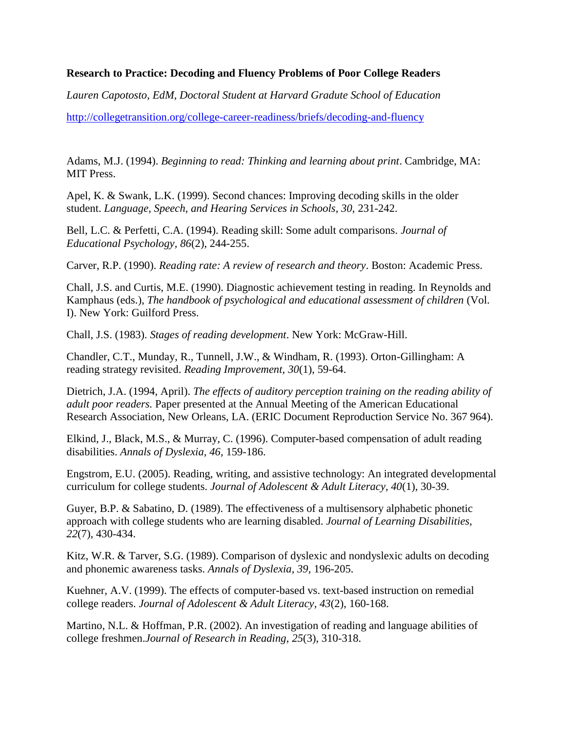**Research to Practice: Decoding and Fluency Problems of Poor College Readers**

*Lauren Capotosto, EdM, Doctoral Student at Harvard Gradute School of Education*

http://collegetransition.org/college-career-readiness/briefs/decoding-and-fluency

Adams, M.J. (1994). *Beginning to read: Thinking and learning about print*. Cambridge, MA: MIT Press.

Apel, K. & Swank, L.K. (1999). Second chances: Improving decoding skills in the older student. *Language, Speech, and Hearing Services in Schools, 30,* 231-242.

Bell, L.C. & Perfetti, C.A. (1994). Reading skill: Some adult comparisons. *Journal of Educational Psychology, 86*(2), 244-255.

Carver, R.P. (1990). *Reading rate: A review of research and theory*. Boston: Academic Press.

Chall, J.S. and Curtis, M.E. (1990). Diagnostic achievement testing in reading. In Reynolds and Kamphaus (eds.), *The handbook of psychological and educational assessment of children* (Vol. I). New York: Guilford Press.

Chall, J.S. (1983). *Stages of reading development*. New York: McGraw-Hill.

Chandler, C.T., Munday, R., Tunnell, J.W., & Windham, R. (1993). Orton-Gillingham: A reading strategy revisited. *Reading Improvement, 30*(1), 59-64.

Dietrich, J.A. (1994, April). *The effects of auditory perception training on the reading ability of adult poor readers.* Paper presented at the Annual Meeting of the American Educational Research Association, New Orleans, LA. (ERIC Document Reproduction Service No. 367 964).

Elkind, J., Black, M.S., & Murray, C. (1996). Computer-based compensation of adult reading disabilities. *Annals of Dyslexia, 46,* 159-186.

Engstrom, E.U. (2005). Reading, writing, and assistive technology: An integrated developmental curriculum for college students. *Journal of Adolescent & Adult Literacy, 40*(1), 30-39.

Guyer, B.P. & Sabatino, D. (1989). The effectiveness of a multisensory alphabetic phonetic approach with college students who are learning disabled. *Journal of Learning Disabilities, 22*(7), 430-434.

Kitz, W.R. & Tarver, S.G. (1989). Comparison of dyslexic and nondyslexic adults on decoding and phonemic awareness tasks. *Annals of Dyslexia, 39,* 196-205.

Kuehner, A.V. (1999). The effects of computer-based vs. text-based instruction on remedial college readers. *Journal of Adolescent & Adult Literacy*, *43*(2), 160-168.

Martino, N.L. & Hoffman, P.R. (2002). An investigation of reading and language abilities of college freshmen.*Journal of Research in Reading*, *25*(3), 310-318.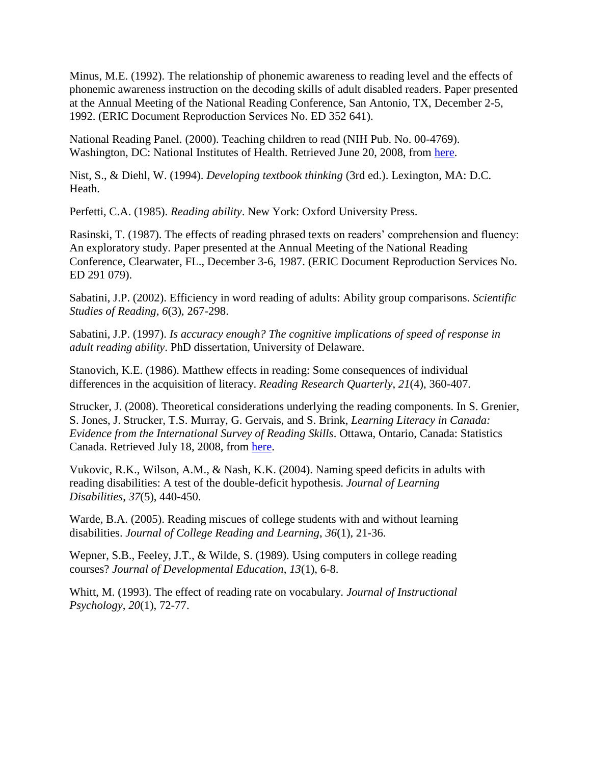Minus, M.E. (1992). The relationship of phonemic awareness to reading level and the effects of phonemic awareness instruction on the decoding skills of adult disabled readers. Paper presented at the Annual Meeting of the National Reading Conference, San Antonio, TX, December 2-5, 1992. (ERIC Document Reproduction Services No. ED 352 641).

National Reading Panel. (2000). Teaching children to read (NIH Pub. No. 00-4769). Washington, DC: National Institutes of Health. Retrieved June 20, 2008, from here.

Nist, S., & Diehl, W. (1994). *Developing textbook thinking* (3rd ed.). Lexington, MA: D.C. Heath.

Perfetti, C.A. (1985). *Reading ability*. New York: Oxford University Press.

Rasinski, T. (1987). The effects of reading phrased texts on readers' comprehension and fluency: An exploratory study. Paper presented at the Annual Meeting of the National Reading Conference, Clearwater, FL., December 3-6, 1987. (ERIC Document Reproduction Services No. ED 291 079).

Sabatini, J.P. (2002). Efficiency in word reading of adults: Ability group comparisons. *Scientific Studies of Reading*, *6*(3), 267-298.

Sabatini, J.P. (1997). *Is accuracy enough? The cognitive implications of speed of response in adult reading ability*. PhD dissertation, University of Delaware.

Stanovich, K.E. (1986). Matthew effects in reading: Some consequences of individual differences in the acquisition of literacy. *Reading Research Quarterly*, *21*(4), 360-407.

Strucker, J. (2008). Theoretical considerations underlying the reading components. In S. Grenier, S. Jones, J. Strucker, T.S. Murray, G. Gervais, and S. Brink, *Learning Literacy in Canada: Evidence from the International Survey of Reading Skills*. Ottawa, Ontario, Canada: Statistics Canada. Retrieved July 18, 2008, from here.

Vukovic, R.K., Wilson, A.M., & Nash, K.K. (2004). Naming speed deficits in adults with reading disabilities: A test of the double-deficit hypothesis. *Journal of Learning Disabilities*, *37*(5), 440-450.

Warde, B.A. (2005). Reading miscues of college students with and without learning disabilities. *Journal of College Reading and Learning*, *36*(1), 21-36.

Wepner, S.B., Feeley, J.T., & Wilde, S. (1989). Using computers in college reading courses? *Journal of Developmental Education*, *13*(1), 6-8.

Whitt, M. (1993). The effect of reading rate on vocabulary. *Journal of Instructional Psychology*, *20*(1), 72-77.